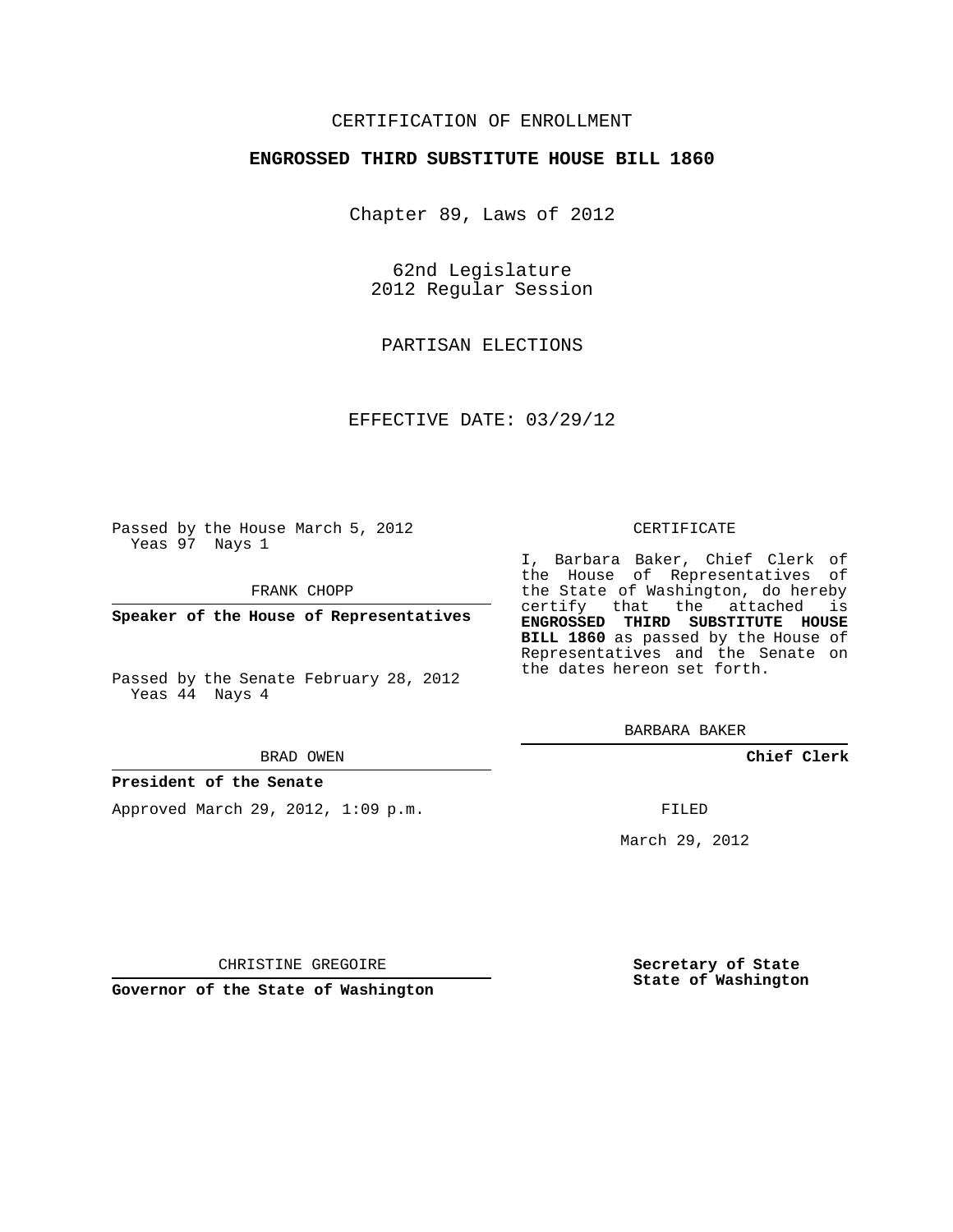CERTIFICATION OF ENROLLMENT

**ENGROSSED THIRD SUBSTITUTE HOUSE BILL 1860**

Chapter 89, Laws of 2012

62nd Legislature
2012 Regular Session

PARTISAN ELECTIONS

EFFECTIVE DATE: 03/29/12

Passed by the House March 5, 2012
Yeas 97 Nays 1

FRANK CHOPP

**Speaker of the House of Representatives**

Passed by the Senate February 28, 2012
Yeas 44 Nays 4

BRAD OWEN

**President of the Senate**

Approved March 29, 2012, 1:09 p.m.

CHRISTINE GREGOIRE

**Governor of the State of Washington**

CERTIFICATE

I, Barbara Baker, Chief Clerk of the House of Representatives of the State of Washington, do hereby certify that the attached is **ENGROSSED THIRD SUBSTITUTE HOUSE BILL 1860** as passed by the House of Representatives and the Senate on the dates hereon set forth.

BARBARA BAKER

**Chief Clerk**

FILED

March 29, 2012

**Secretary of State**
**State of Washington**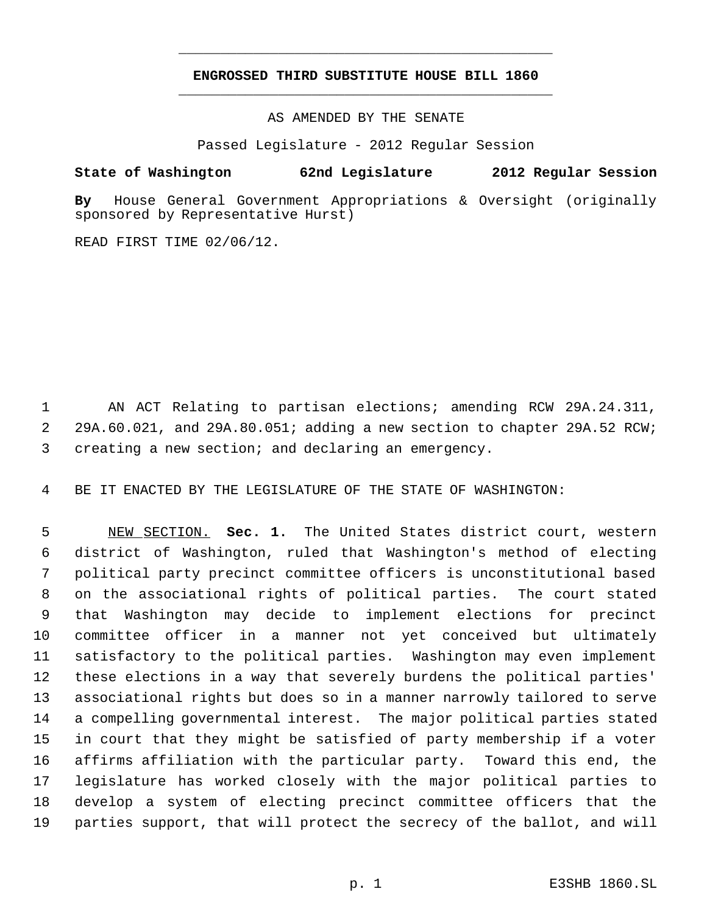# ENGROSSED THIRD SUBSTITUTE HOUSE BILL 1860

AS AMENDED BY THE SENATE

Passed Legislature - 2012 Regular Session

**State of Washington 62nd Legislature 2012 Regular Session**

**By** House General Government Appropriations & Oversight (originally sponsored by Representative Hurst)

READ FIRST TIME 02/06/12.

AN ACT Relating to partisan elections; amending RCW 29A.24.311, 29A.60.021, and 29A.80.051; adding a new section to chapter 29A.52 RCW; creating a new section; and declaring an emergency.

BE IT ENACTED BY THE LEGISLATURE OF THE STATE OF WASHINGTON:

NEW SECTION. **Sec. 1.** The United States district court, western district of Washington, ruled that Washington's method of electing political party precinct committee officers is unconstitutional based on the associational rights of political parties. The court stated that Washington may decide to implement elections for precinct committee officer in a manner not yet conceived but ultimately satisfactory to the political parties. Washington may even implement these elections in a way that severely burdens the political parties' associational rights but does so in a manner narrowly tailored to serve a compelling governmental interest. The major political parties stated in court that they might be satisfied of party membership if a voter affirms affiliation with the particular party. Toward this end, the legislature has worked closely with the major political parties to develop a system of electing precinct committee officers that the parties support, that will protect the secrecy of the ballot, and will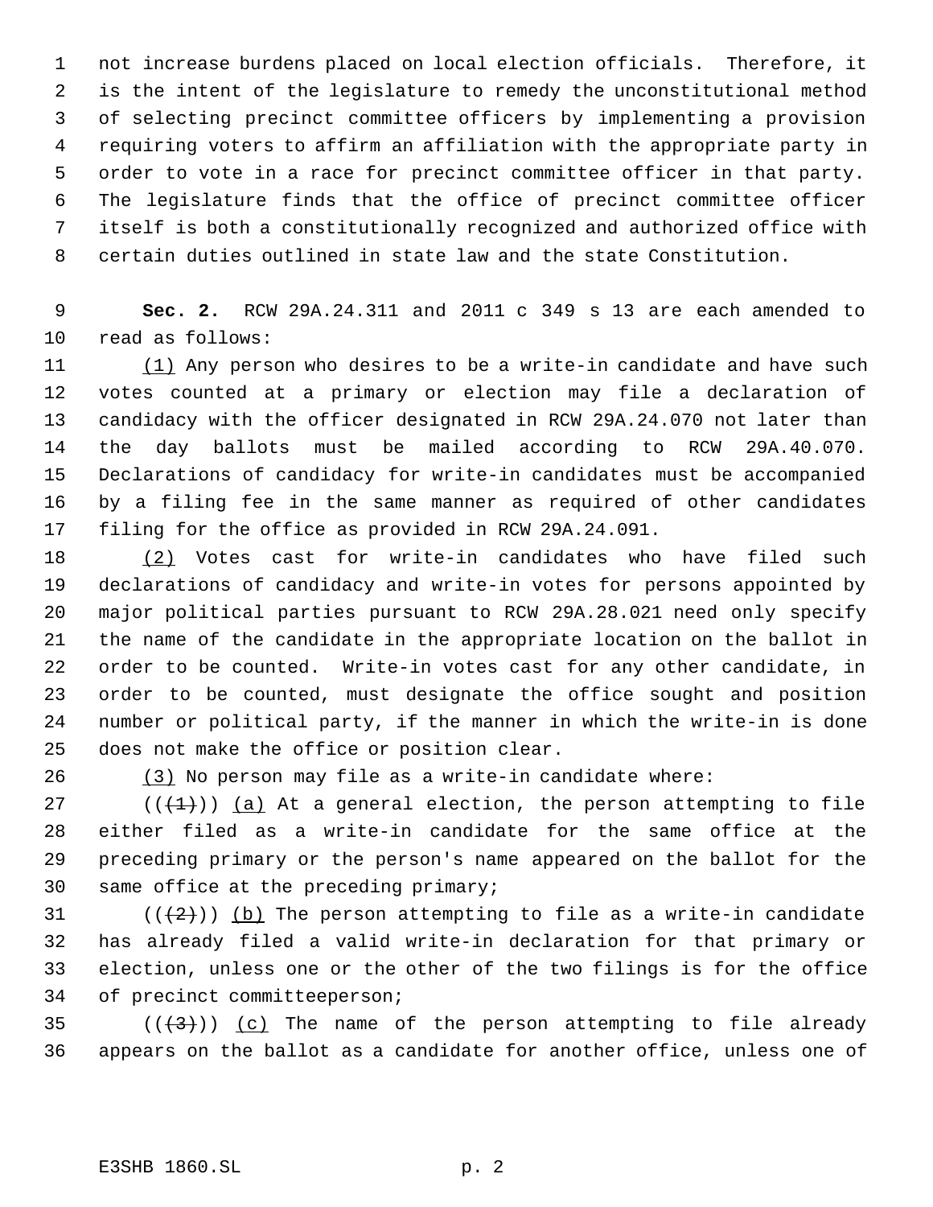not increase burdens placed on local election officials. Therefore, it is the intent of the legislature to remedy the unconstitutional method of selecting precinct committee officers by implementing a provision requiring voters to affirm an affiliation with the appropriate party in order to vote in a race for precinct committee officer in that party. The legislature finds that the office of precinct committee officer itself is both a constitutionally recognized and authorized office with certain duties outlined in state law and the state Constitution.

**Sec. 2.** RCW 29A.24.311 and 2011 c 349 s 13 are each amended to read as follows:

(1) Any person who desires to be a write-in candidate and have such votes counted at a primary or election may file a declaration of candidacy with the officer designated in RCW 29A.24.070 not later than the day ballots must be mailed according to RCW 29A.40.070. Declarations of candidacy for write-in candidates must be accompanied by a filing fee in the same manner as required of other candidates filing for the office as provided in RCW 29A.24.091.

(2) Votes cast for write-in candidates who have filed such declarations of candidacy and write-in votes for persons appointed by major political parties pursuant to RCW 29A.28.021 need only specify the name of the candidate in the appropriate location on the ballot in order to be counted. Write-in votes cast for any other candidate, in order to be counted, must designate the office sought and position number or political party, if the manner in which the write-in is done does not make the office or position clear.

(3) No person may file as a write-in candidate where:

((~~(1)~~)) (a) At a general election, the person attempting to file either filed as a write-in candidate for the same office at the preceding primary or the person's name appeared on the ballot for the same office at the preceding primary;

((~~(2)~~)) (b) The person attempting to file as a write-in candidate has already filed a valid write-in declaration for that primary or election, unless one or the other of the two filings is for the office of precinct committeeperson;

((~~(3)~~)) (c) The name of the person attempting to file already appears on the ballot as a candidate for another office, unless one of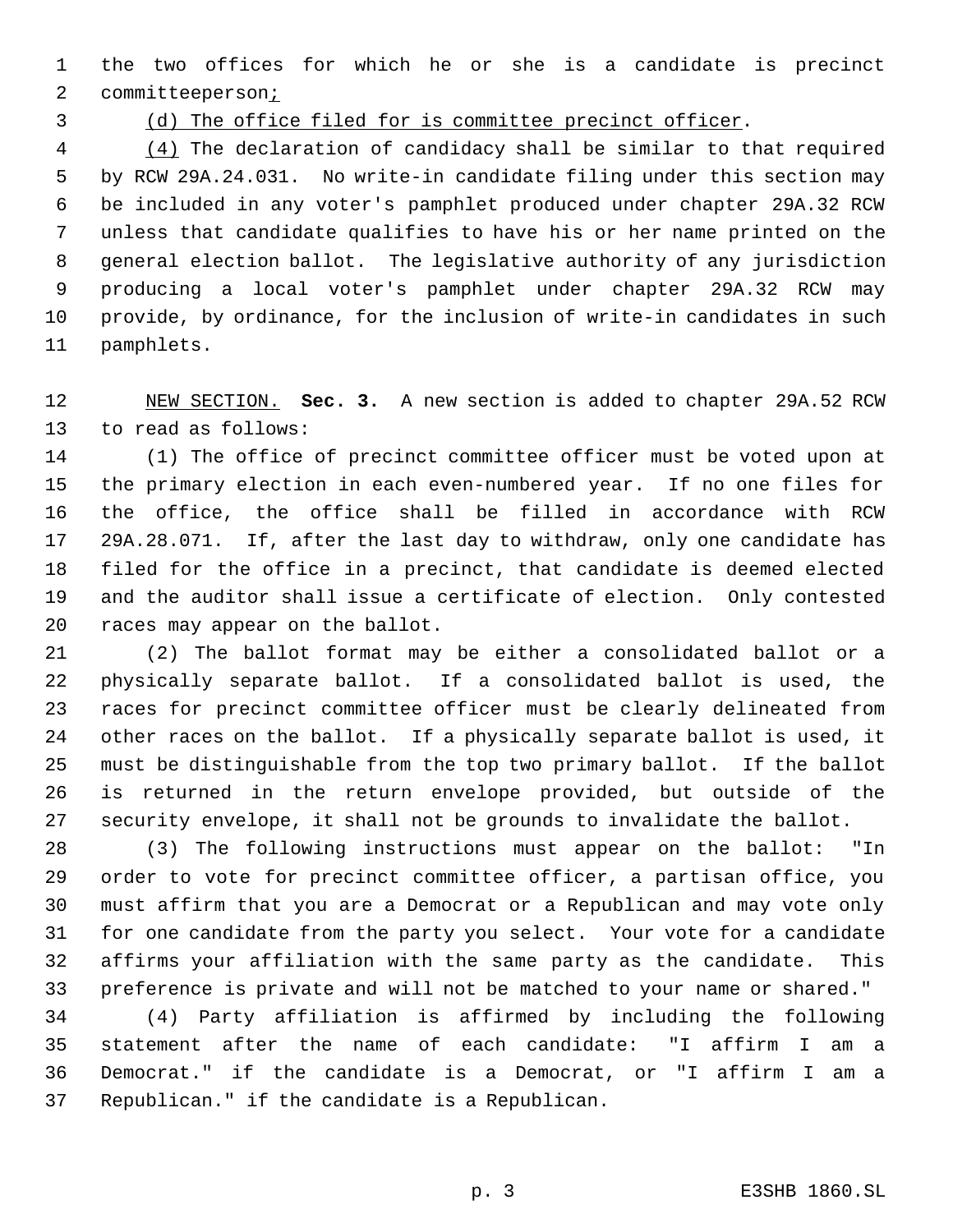the two offices for which he or she is a candidate is precinct committeeperson;

(d) The office filed for is committee precinct officer.

(4) The declaration of candidacy shall be similar to that required by RCW 29A.24.031. No write-in candidate filing under this section may be included in any voter's pamphlet produced under chapter 29A.32 RCW unless that candidate qualifies to have his or her name printed on the general election ballot. The legislative authority of any jurisdiction producing a local voter's pamphlet under chapter 29A.32 RCW may provide, by ordinance, for the inclusion of write-in candidates in such pamphlets.

NEW SECTION. **Sec. 3.** A new section is added to chapter 29A.52 RCW to read as follows:

(1) The office of precinct committee officer must be voted upon at the primary election in each even-numbered year. If no one files for the office, the office shall be filled in accordance with RCW 29A.28.071. If, after the last day to withdraw, only one candidate has filed for the office in a precinct, that candidate is deemed elected and the auditor shall issue a certificate of election. Only contested races may appear on the ballot.

(2) The ballot format may be either a consolidated ballot or a physically separate ballot. If a consolidated ballot is used, the races for precinct committee officer must be clearly delineated from other races on the ballot. If a physically separate ballot is used, it must be distinguishable from the top two primary ballot. If the ballot is returned in the return envelope provided, but outside of the security envelope, it shall not be grounds to invalidate the ballot.

(3) The following instructions must appear on the ballot: "In order to vote for precinct committee officer, a partisan office, you must affirm that you are a Democrat or a Republican and may vote only for one candidate from the party you select. Your vote for a candidate affirms your affiliation with the same party as the candidate. This preference is private and will not be matched to your name or shared."

(4) Party affiliation is affirmed by including the following statement after the name of each candidate: "I affirm I am a Democrat." if the candidate is a Democrat, or "I affirm I am a Republican." if the candidate is a Republican.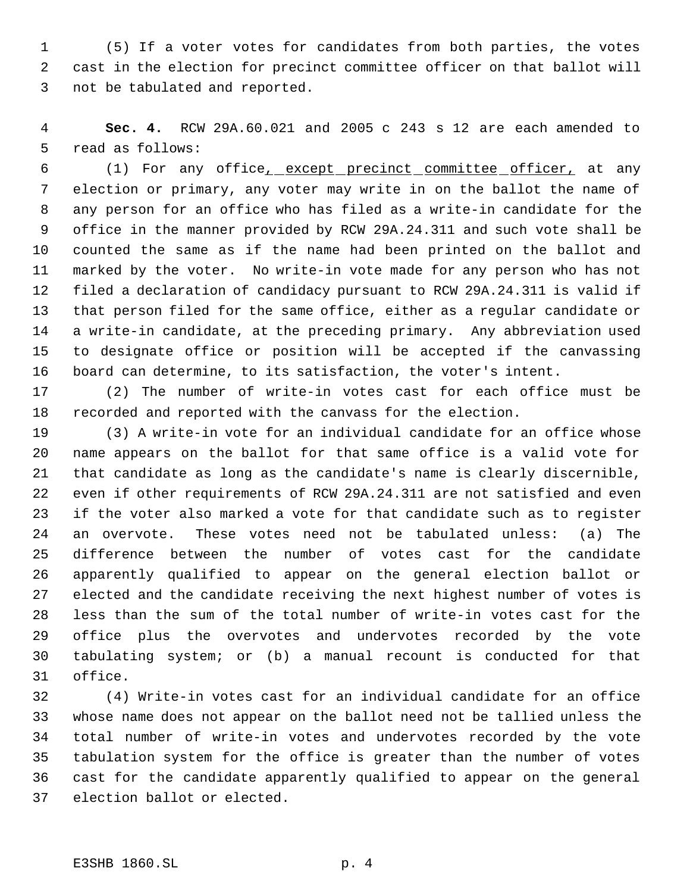(5) If a voter votes for candidates from both parties, the votes cast in the election for precinct committee officer on that ballot will not be tabulated and reported.

**Sec. 4.** RCW 29A.60.021 and 2005 c 243 s 12 are each amended to read as follows:

(1) For any office<u>, except precinct committee officer,</u> at any election or primary, any voter may write in on the ballot the name of any person for an office who has filed as a write-in candidate for the office in the manner provided by RCW 29A.24.311 and such vote shall be counted the same as if the name had been printed on the ballot and marked by the voter. No write-in vote made for any person who has not filed a declaration of candidacy pursuant to RCW 29A.24.311 is valid if that person filed for the same office, either as a regular candidate or a write-in candidate, at the preceding primary. Any abbreviation used to designate office or position will be accepted if the canvassing board can determine, to its satisfaction, the voter's intent.

(2) The number of write-in votes cast for each office must be recorded and reported with the canvass for the election.

(3) A write-in vote for an individual candidate for an office whose name appears on the ballot for that same office is a valid vote for that candidate as long as the candidate's name is clearly discernible, even if other requirements of RCW 29A.24.311 are not satisfied and even if the voter also marked a vote for that candidate such as to register an overvote. These votes need not be tabulated unless: (a) The difference between the number of votes cast for the candidate apparently qualified to appear on the general election ballot or elected and the candidate receiving the next highest number of votes is less than the sum of the total number of write-in votes cast for the office plus the overvotes and undervotes recorded by the vote tabulating system; or (b) a manual recount is conducted for that office.

(4) Write-in votes cast for an individual candidate for an office whose name does not appear on the ballot need not be tallied unless the total number of write-in votes and undervotes recorded by the vote tabulation system for the office is greater than the number of votes cast for the candidate apparently qualified to appear on the general election ballot or elected.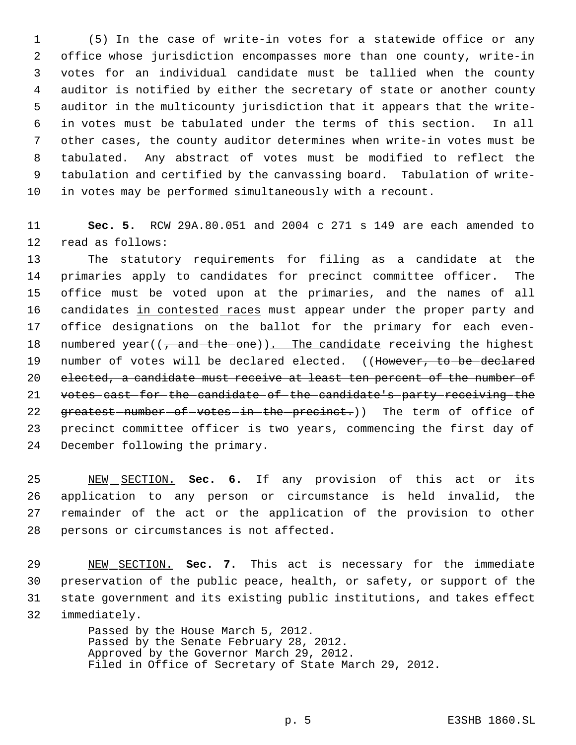(5) In the case of write-in votes for a statewide office or any office whose jurisdiction encompasses more than one county, write-in votes for an individual candidate must be tallied when the county auditor is notified by either the secretary of state or another county auditor in the multicounty jurisdiction that it appears that the write-in votes must be tabulated under the terms of this section. In all other cases, the county auditor determines when write-in votes must be tabulated. Any abstract of votes must be modified to reflect the tabulation and certified by the canvassing board. Tabulation of write-in votes may be performed simultaneously with a recount.

**Sec. 5.** RCW 29A.80.051 and 2004 c 271 s 149 are each amended to read as follows:

The statutory requirements for filing as a candidate at the primaries apply to candidates for precinct committee officer. The office must be voted upon at the primaries, and the names of all candidates <u>in contested races</u> must appear under the proper party and office designations on the ballot for the primary for each even-numbered year((~~, and the one~~))<u>. The candidate</u> receiving the highest number of votes will be declared elected. ((~~However, to be declared elected, a candidate must receive at least ten percent of the number of votes cast for the candidate of the candidate's party receiving the greatest number of votes in the precinct.~~)) The term of office of precinct committee officer is two years, commencing the first day of December following the primary.

<u>NEW SECTION.</u> **Sec. 6.** If any provision of this act or its application to any person or circumstance is held invalid, the remainder of the act or the application of the provision to other persons or circumstances is not affected.

<u>NEW SECTION.</u> **Sec. 7.** This act is necessary for the immediate preservation of the public peace, health, or safety, or support of the state government and its existing public institutions, and takes effect immediately.

Passed by the House March 5, 2012.
Passed by the Senate February 28, 2012.
Approved by the Governor March 29, 2012.
Filed in Office of Secretary of State March 29, 2012.